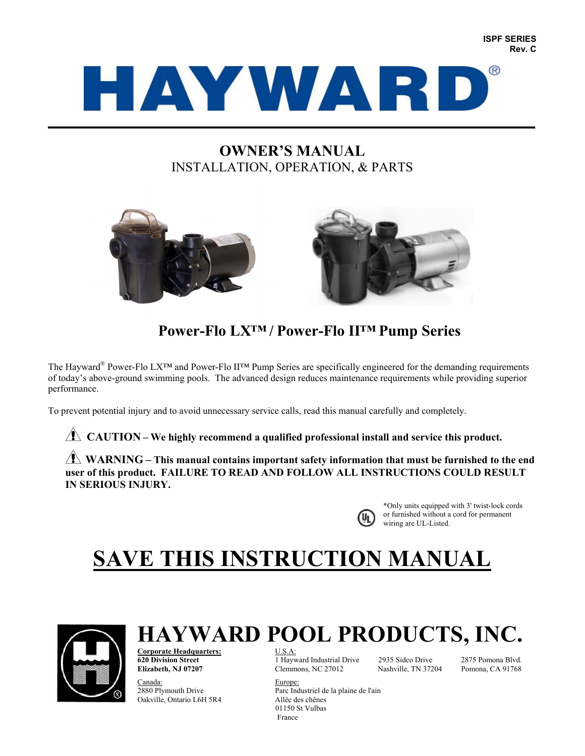ISPF SERIES
Rev. C

# HAYWARD®

## OWNER'S MANUAL
INSTALLATION, OPERATION, & PARTS

## Power-Flo LX™ / Power-Flo II™ Pump Series

The Hayward® Power-Flo LX™ and Power-Flo II™ Pump Series are specifically engineered for the demanding requirements of today's above-ground swimming pools. The advanced design reduces maintenance requirements while providing superior performance.

To prevent potential injury and to avoid unnecessary service calls, read this manual carefully and completely.

⚠ **CAUTION – We highly recommend a qualified professional install and service this product.**

⚠ **WARNING – This manual contains important safety information that must be furnished to the end user of this product. FAILURE TO READ AND FOLLOW ALL INSTRUCTIONS COULD RESULT IN SERIOUS INJURY.**

*Only units equipped with 3' twist-lock cords or furnished without a cord for permanent wiring are UL-Listed.

# SAVE THIS INSTRUCTION MANUAL

# HAYWARD POOL PRODUCTS, INC.

**Corporate Headquarters:**
**620 Division Street**
**Elizabeth, NJ 07207**

U.S.A.:
1 Hayward Industrial Drive
Clemmons, NC 27012

2935 Sidco Drive
Nashville, TN 37204

2875 Pomona Blvd.
Pomona, CA 91768

Canada:
2880 Plymouth Drive
Oakville, Ontario L6H 5R4

Europe:
Parc Industriel de la plaine de l'ain
Allêe des chênes
01150 St Vulbas
France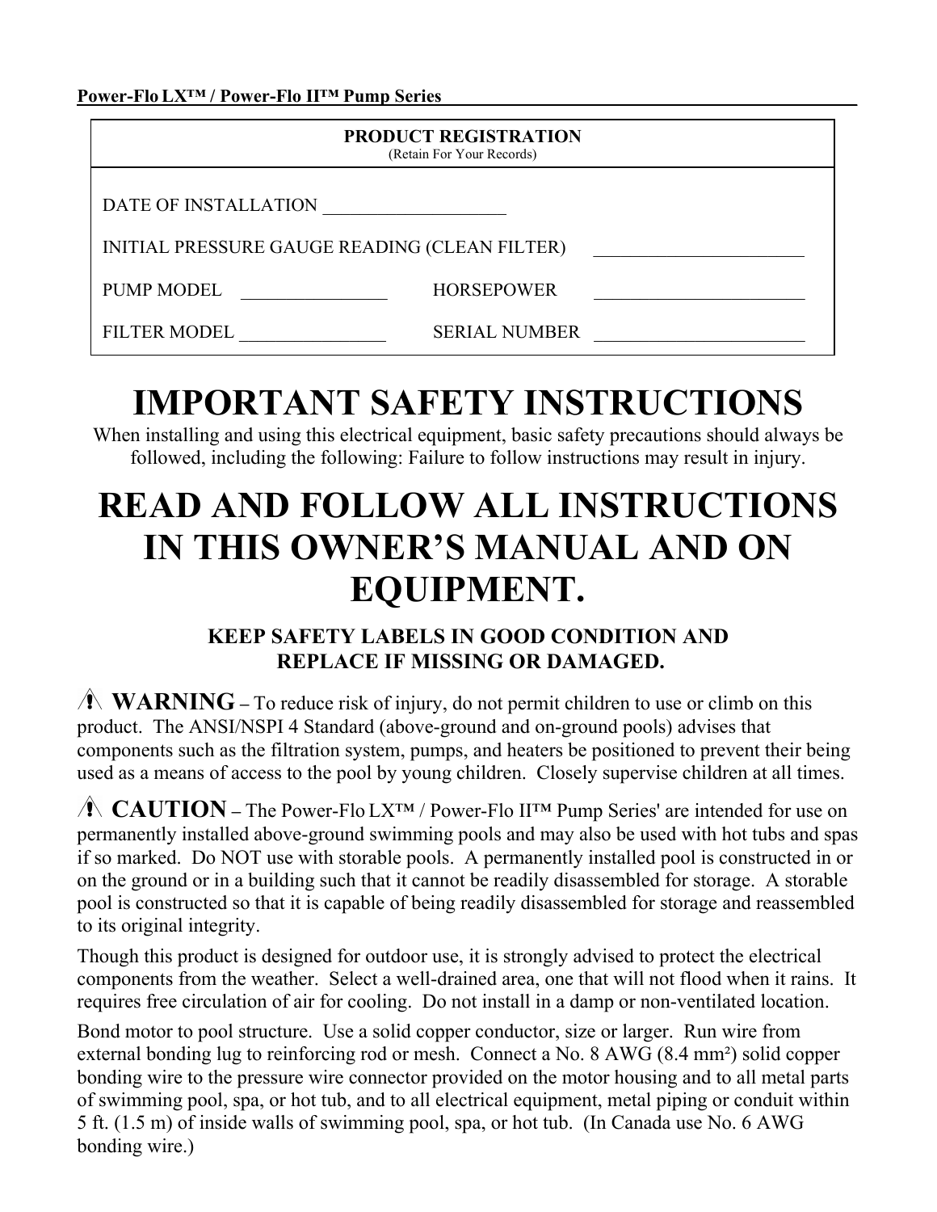**PRODUCT REGISTRATION**
(Retain For Your Records)

| | | | |
|---|---|---|---|
| DATE OF INSTALLATION ____________________ | | | |
| INITIAL PRESSURE GAUGE READING (CLEAN FILTER) | | | _______________________ |
| PUMP MODEL | ________________ | HORSEPOWER | _______________________ |
| FILTER MODEL | ________________ | SERIAL NUMBER | _______________________ |

# IMPORTANT SAFETY INSTRUCTIONS

When installing and using this electrical equipment, basic safety precautions should always be followed, including the following: Failure to follow instructions may result in injury.

# READ AND FOLLOW ALL INSTRUCTIONS IN THIS OWNER'S MANUAL AND ON EQUIPMENT.

### KEEP SAFETY LABELS IN GOOD CONDITION AND REPLACE IF MISSING OR DAMAGED.

⚠ **WARNING** – To reduce risk of injury, do not permit children to use or climb on this product. The ANSI/NSPI 4 Standard (above-ground and on-ground pools) advises that components such as the filtration system, pumps, and heaters be positioned to prevent their being used as a means of access to the pool by young children. Closely supervise children at all times.

⚠ **CAUTION** – The Power-Flo LX™ / Power-Flo II™ Pump Series' are intended for use on permanently installed above-ground swimming pools and may also be used with hot tubs and spas if so marked. Do NOT use with storable pools. A permanently installed pool is constructed in or on the ground or in a building such that it cannot be readily disassembled for storage. A storable pool is constructed so that it is capable of being readily disassembled for storage and reassembled to its original integrity.

Though this product is designed for outdoor use, it is strongly advised to protect the electrical components from the weather. Select a well-drained area, one that will not flood when it rains. It requires free circulation of air for cooling. Do not install in a damp or non-ventilated location.

Bond motor to pool structure. Use a solid copper conductor, size or larger. Run wire from external bonding lug to reinforcing rod or mesh. Connect a No. 8 AWG (8.4 mm²) solid copper bonding wire to the pressure wire connector provided on the motor housing and to all metal parts of swimming pool, spa, or hot tub, and to all electrical equipment, metal piping or conduit within 5 ft. (1.5 m) of inside walls of swimming pool, spa, or hot tub. (In Canada use No. 6 AWG bonding wire.)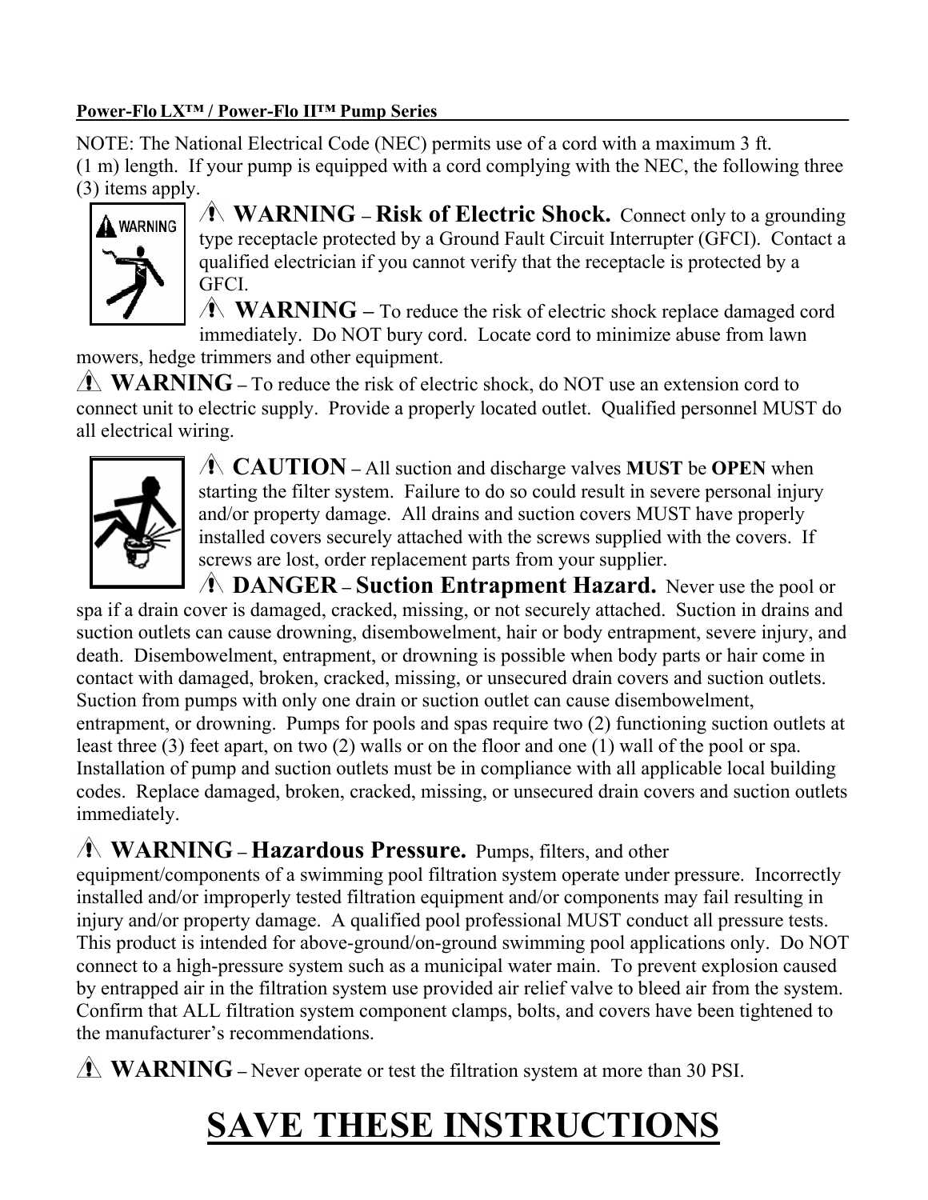NOTE: The National Electrical Code (NEC) permits use of a cord with a maximum 3 ft. (1 m) length. If your pump is equipped with a cord complying with the NEC, the following three (3) items apply.

⚠ **WARNING – Risk of Electric Shock.** Connect only to a grounding type receptacle protected by a Ground Fault Circuit Interrupter (GFCI). Contact a qualified electrician if you cannot verify that the receptacle is protected by a GFCI.

⚠ **WARNING –** To reduce the risk of electric shock replace damaged cord immediately. Do NOT bury cord. Locate cord to minimize abuse from lawn mowers, hedge trimmers and other equipment.

⚠ **WARNING –** To reduce the risk of electric shock, do NOT use an extension cord to connect unit to electric supply. Provide a properly located outlet. Qualified personnel MUST do all electrical wiring.

⚠ **CAUTION –** All suction and discharge valves **MUST** be **OPEN** when starting the filter system. Failure to do so could result in severe personal injury and/or property damage. All drains and suction covers MUST have properly installed covers securely attached with the screws supplied with the covers. If screws are lost, order replacement parts from your supplier.

⚠ **DANGER – Suction Entrapment Hazard.** Never use the pool or spa if a drain cover is damaged, cracked, missing, or not securely attached. Suction in drains and suction outlets can cause drowning, disembowelment, hair or body entrapment, severe injury, and death. Disembowelment, entrapment, or drowning is possible when body parts or hair come in contact with damaged, broken, cracked, missing, or unsecured drain covers and suction outlets. Suction from pumps with only one drain or suction outlet can cause disembowelment, entrapment, or drowning. Pumps for pools and spas require two (2) functioning suction outlets at least three (3) feet apart, on two (2) walls or on the floor and one (1) wall of the pool or spa. Installation of pump and suction outlets must be in compliance with all applicable local building codes. Replace damaged, broken, cracked, missing, or unsecured drain covers and suction outlets immediately.

⚠ **WARNING – Hazardous Pressure.** Pumps, filters, and other equipment/components of a swimming pool filtration system operate under pressure. Incorrectly installed and/or improperly tested filtration equipment and/or components may fail resulting in injury and/or property damage. A qualified pool professional MUST conduct all pressure tests. This product is intended for above-ground/on-ground swimming pool applications only. Do NOT connect to a high-pressure system such as a municipal water main. To prevent explosion caused by entrapped air in the filtration system use provided air relief valve to bleed air from the system. Confirm that ALL filtration system component clamps, bolts, and covers have been tightened to the manufacturer's recommendations.

⚠ **WARNING –** Never operate or test the filtration system at more than 30 PSI.

# SAVE THESE INSTRUCTIONS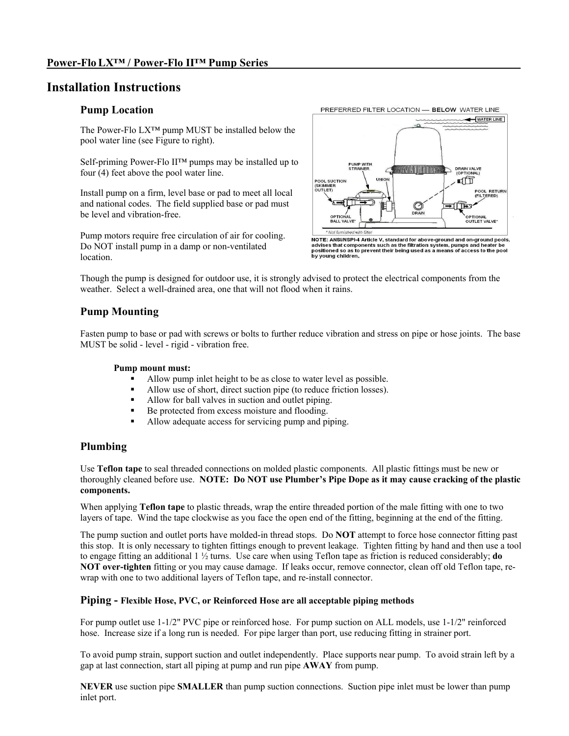## Power-Flo LX™ / Power-Flo II™ Pump Series

# Installation Instructions

### Pump Location

The Power-Flo LX™ pump MUST be installed below the pool water line (see Figure to right).

Self-priming Power-Flo II™ pumps may be installed up to four (4) feet above the pool water line.

Install pump on a firm, level base or pad to meet all local and national codes. The field supplied base or pad must be level and vibration-free.

Pump motors require free circulation of air for cooling. Do NOT install pump in a damp or non-ventilated location.

PREFERRED FILTER LOCATION — **BELOW** WATER LINE

WATER LINE · PUMP WITH STRAINER · UNION · DRAIN VALVE (OPTIONAL) · POOL SUCTION (SKIMMER OUTLET) · POOL RETURN (FILTERED) · DRAIN · OPTIONAL BALL VALVE* · OPTIONAL OUTLET VALVE*

\* Not furnished with filter

**NOTE: ANSI/NSPI-4 Article V, standard for above-ground and on-ground pools, advises that components such as the filtration system, pumps and heater be positioned so as to prevent their being used as a means of access to the pool by young children.**

Though the pump is designed for outdoor use, it is strongly advised to protect the electrical components from the weather. Select a well-drained area, one that will not flood when it rains.

### Pump Mounting

Fasten pump to base or pad with screws or bolts to further reduce vibration and stress on pipe or hose joints. The base MUST be solid - level - rigid - vibration free.

**Pump mount must:**

- Allow pump inlet height to be as close to water level as possible.
- Allow use of short, direct suction pipe (to reduce friction losses).
- Allow for ball valves in suction and outlet piping.
- Be protected from excess moisture and flooding.
- Allow adequate access for servicing pump and piping.

### Plumbing

Use **Teflon tape** to seal threaded connections on molded plastic components. All plastic fittings must be new or thoroughly cleaned before use. **NOTE: Do NOT use Plumber's Pipe Dope as it may cause cracking of the plastic components.**

When applying **Teflon tape** to plastic threads, wrap the entire threaded portion of the male fitting with one to two layers of tape. Wind the tape clockwise as you face the open end of the fitting, beginning at the end of the fitting.

The pump suction and outlet ports have molded-in thread stops. Do **NOT** attempt to force hose connector fitting past this stop. It is only necessary to tighten fittings enough to prevent leakage. Tighten fitting by hand and then use a tool to engage fitting an additional 1 ½ turns. Use care when using Teflon tape as friction is reduced considerably; **do NOT over-tighten** fitting or you may cause damage. If leaks occur, remove connector, clean off old Teflon tape, re-wrap with one to two additional layers of Teflon tape, and re-install connector.

### Piping - Flexible Hose, PVC, or Reinforced Hose are all acceptable piping methods

For pump outlet use 1-1/2" PVC pipe or reinforced hose. For pump suction on ALL models, use 1-1/2" reinforced hose. Increase size if a long run is needed. For pipe larger than port, use reducing fitting in strainer port.

To avoid pump strain, support suction and outlet independently. Place supports near pump. To avoid strain left by a gap at last connection, start all piping at pump and run pipe **AWAY** from pump.

**NEVER** use suction pipe **SMALLER** than pump suction connections. Suction pipe inlet must be lower than pump inlet port.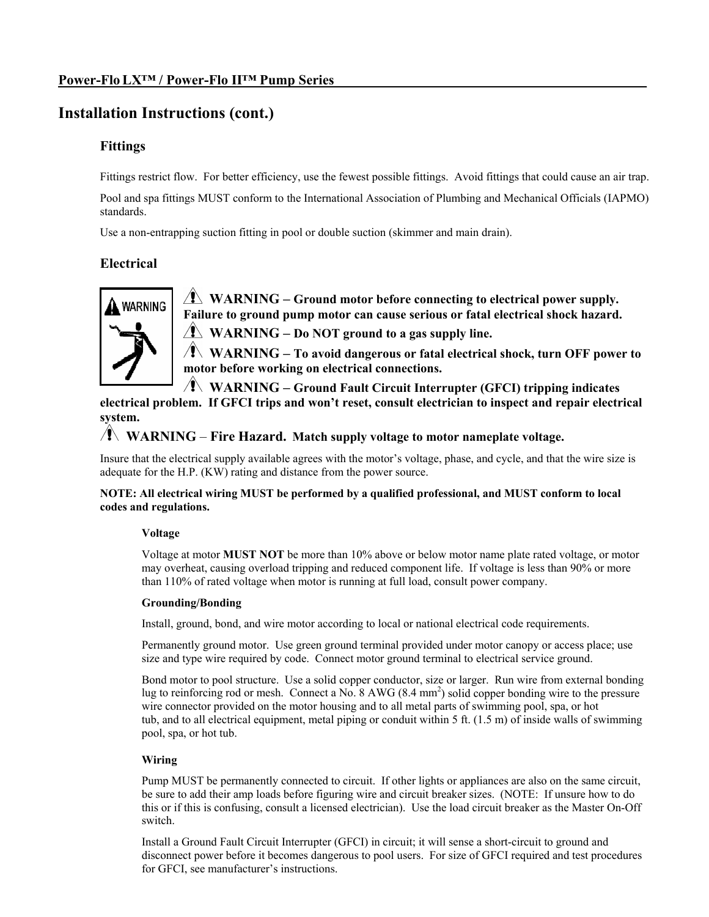# Installation Instructions (cont.)

## Fittings

Fittings restrict flow. For better efficiency, use the fewest possible fittings. Avoid fittings that could cause an air trap.

Pool and spa fittings MUST conform to the International Association of Plumbing and Mechanical Officials (IAPMO) standards.

Use a non-entrapping suction fitting in pool or double suction (skimmer and main drain).

## Electrical

**⚠ WARNING – Ground motor before connecting to electrical power supply. Failure to ground pump motor can cause serious or fatal electrical shock hazard.**

**⚠ WARNING – Do NOT ground to a gas supply line.**

**⚠ WARNING – To avoid dangerous or fatal electrical shock, turn OFF power to motor before working on electrical connections.**

**⚠ WARNING – Ground Fault Circuit Interrupter (GFCI) tripping indicates electrical problem. If GFCI trips and won't reset, consult electrician to inspect and repair electrical system.**

**⚠ WARNING – Fire Hazard. Match supply voltage to motor nameplate voltage.**

Insure that the electrical supply available agrees with the motor's voltage, phase, and cycle, and that the wire size is adequate for the H.P. (KW) rating and distance from the power source.

**NOTE: All electrical wiring MUST be performed by a qualified professional, and MUST conform to local codes and regulations.**

### Voltage

Voltage at motor **MUST NOT** be more than 10% above or below motor name plate rated voltage, or motor may overheat, causing overload tripping and reduced component life. If voltage is less than 90% or more than 110% of rated voltage when motor is running at full load, consult power company.

### Grounding/Bonding

Install, ground, bond, and wire motor according to local or national electrical code requirements.

Permanently ground motor. Use green ground terminal provided under motor canopy or access place; use size and type wire required by code. Connect motor ground terminal to electrical service ground.

Bond motor to pool structure. Use a solid copper conductor, size or larger. Run wire from external bonding lug to reinforcing rod or mesh. Connect a No. 8 AWG (8.4 $mm^2$) solid copper bonding wire to the pressure wire connector provided on the motor housing and to all metal parts of swimming pool, spa, or hot tub, and to all electrical equipment, metal piping or conduit within 5 ft. (1.5 m) of inside walls of swimming pool, spa, or hot tub.

### Wiring

Pump MUST be permanently connected to circuit. If other lights or appliances are also on the same circuit, be sure to add their amp loads before figuring wire and circuit breaker sizes. (NOTE: If unsure how to do this or if this is confusing, consult a licensed electrician). Use the load circuit breaker as the Master On-Off switch.

Install a Ground Fault Circuit Interrupter (GFCI) in circuit; it will sense a short-circuit to ground and disconnect power before it becomes dangerous to pool users. For size of GFCI required and test procedures for GFCI, see manufacturer's instructions.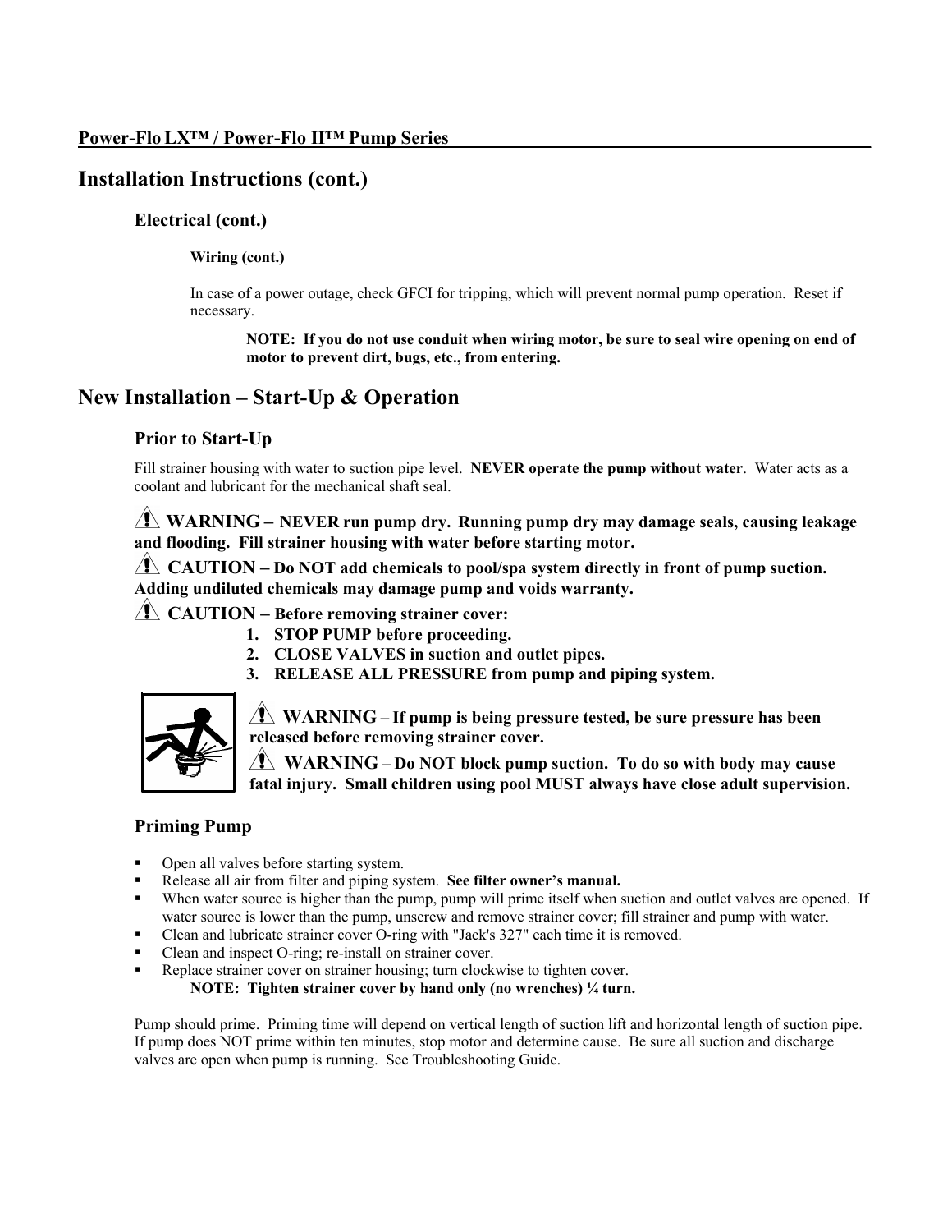# Installation Instructions (cont.)

## Electrical (cont.)

### Wiring (cont.)

In case of a power outage, check GFCI for tripping, which will prevent normal pump operation. Reset if necessary.

**NOTE: If you do not use conduit when wiring motor, be sure to seal wire opening on end of motor to prevent dirt, bugs, etc., from entering.**

# New Installation – Start-Up & Operation

## Prior to Start-Up

Fill strainer housing with water to suction pipe level. **NEVER operate the pump without water**. Water acts as a coolant and lubricant for the mechanical shaft seal.

**⚠ WARNING – NEVER run pump dry. Running pump dry may damage seals, causing leakage and flooding. Fill strainer housing with water before starting motor.**

**⚠ CAUTION – Do NOT add chemicals to pool/spa system directly in front of pump suction. Adding undiluted chemicals may damage pump and voids warranty.**

**⚠ CAUTION – Before removing strainer cover:**

1. **STOP PUMP before proceeding.**
2. **CLOSE VALVES in suction and outlet pipes.**
3. **RELEASE ALL PRESSURE from pump and piping system.**

**⚠ WARNING – If pump is being pressure tested, be sure pressure has been released before removing strainer cover.**

**⚠ WARNING – Do NOT block pump suction. To do so with body may cause fatal injury. Small children using pool MUST always have close adult supervision.**

## Priming Pump

- Open all valves before starting system.
- Release all air from filter and piping system. **See filter owner's manual.**
- When water source is higher than the pump, pump will prime itself when suction and outlet valves are opened. If water source is lower than the pump, unscrew and remove strainer cover; fill strainer and pump with water.
- Clean and lubricate strainer cover O-ring with "Jack's 327" each time it is removed.
- Clean and inspect O-ring; re-install on strainer cover.
- Replace strainer cover on strainer housing; turn clockwise to tighten cover.

  **NOTE: Tighten strainer cover by hand only (no wrenches) ¼ turn.**

Pump should prime. Priming time will depend on vertical length of suction lift and horizontal length of suction pipe. If pump does NOT prime within ten minutes, stop motor and determine cause. Be sure all suction and discharge valves are open when pump is running. See Troubleshooting Guide.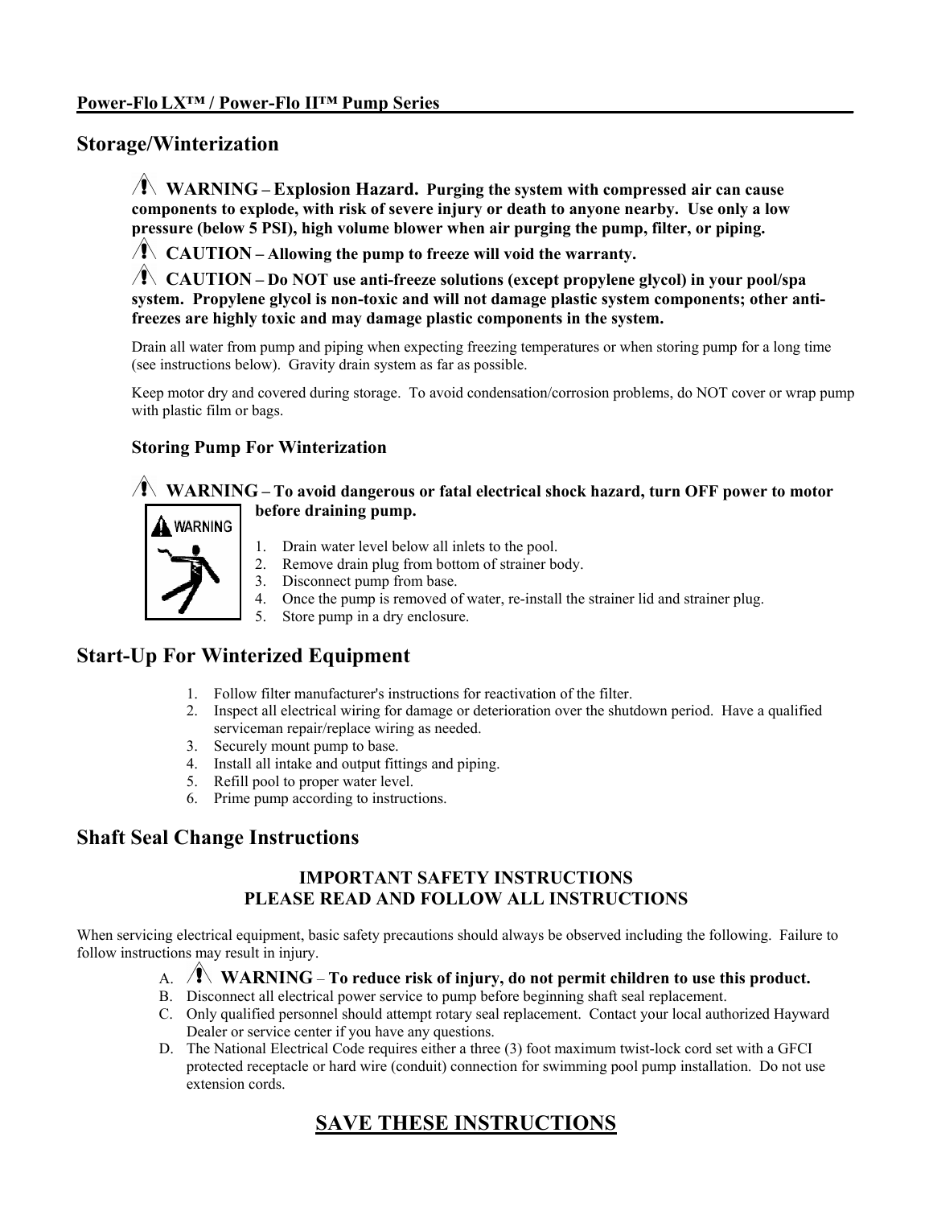## Storage/Winterization

⚠ **WARNING – Explosion Hazard. Purging the system with compressed air can cause components to explode, with risk of severe injury or death to anyone nearby. Use only a low pressure (below 5 PSI), high volume blower when air purging the pump, filter, or piping.**

⚠ **CAUTION – Allowing the pump to freeze will void the warranty.**

⚠ **CAUTION – Do NOT use anti-freeze solutions (except propylene glycol) in your pool/spa system. Propylene glycol is non-toxic and will not damage plastic system components; other anti-freezes are highly toxic and may damage plastic components in the system.**

Drain all water from pump and piping when expecting freezing temperatures or when storing pump for a long time (see instructions below). Gravity drain system as far as possible.

Keep motor dry and covered during storage. To avoid condensation/corrosion problems, do NOT cover or wrap pump with plastic film or bags.

### Storing Pump For Winterization

⚠ **WARNING – To avoid dangerous or fatal electrical shock hazard, turn OFF power to motor before draining pump.**

1. Drain water level below all inlets to the pool.
2. Remove drain plug from bottom of strainer body.
3. Disconnect pump from base.
4. Once the pump is removed of water, re-install the strainer lid and strainer plug.
5. Store pump in a dry enclosure.

## Start-Up For Winterized Equipment

1. Follow filter manufacturer's instructions for reactivation of the filter.
2. Inspect all electrical wiring for damage or deterioration over the shutdown period. Have a qualified serviceman repair/replace wiring as needed.
3. Securely mount pump to base.
4. Install all intake and output fittings and piping.
5. Refill pool to proper water level.
6. Prime pump according to instructions.

## Shaft Seal Change Instructions

**IMPORTANT SAFETY INSTRUCTIONS**
**PLEASE READ AND FOLLOW ALL INSTRUCTIONS**

When servicing electrical equipment, basic safety precautions should always be observed including the following. Failure to follow instructions may result in injury.

A. ⚠ **WARNING – To reduce risk of injury, do not permit children to use this product.**
B. Disconnect all electrical power service to pump before beginning shaft seal replacement.
C. Only qualified personnel should attempt rotary seal replacement. Contact your local authorized Hayward Dealer or service center if you have any questions.
D. The National Electrical Code requires either a three (3) foot maximum twist-lock cord set with a GFCI protected receptacle or hard wire (conduit) connection for swimming pool pump installation. Do not use extension cords.

## SAVE THESE INSTRUCTIONS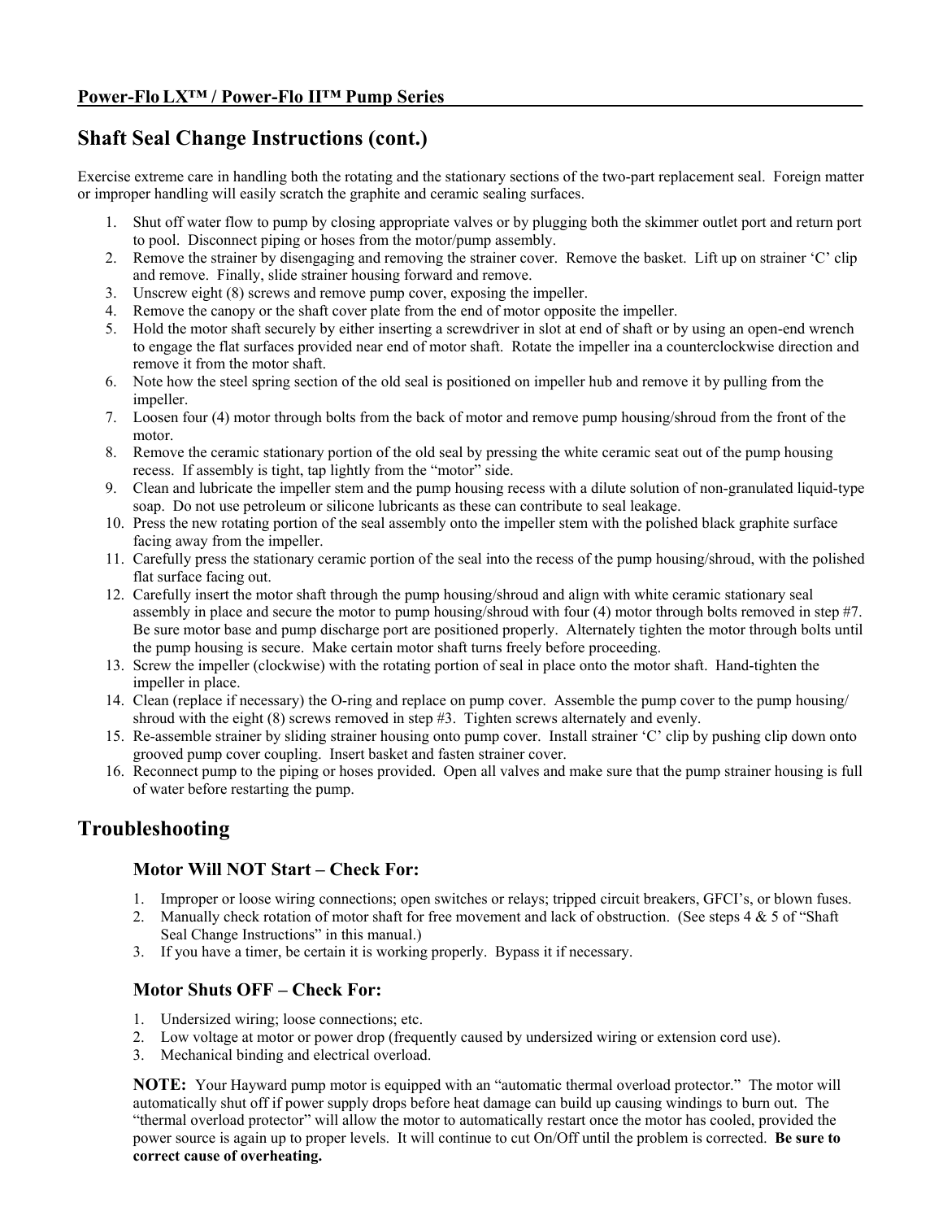## Shaft Seal Change Instructions (cont.)

Exercise extreme care in handling both the rotating and the stationary sections of the two-part replacement seal. Foreign matter or improper handling will easily scratch the graphite and ceramic sealing surfaces.

1. Shut off water flow to pump by closing appropriate valves or by plugging both the skimmer outlet port and return port to pool. Disconnect piping or hoses from the motor/pump assembly.
2. Remove the strainer by disengaging and removing the strainer cover. Remove the basket. Lift up on strainer 'C' clip and remove. Finally, slide strainer housing forward and remove.
3. Unscrew eight (8) screws and remove pump cover, exposing the impeller.
4. Remove the canopy or the shaft cover plate from the end of motor opposite the impeller.
5. Hold the motor shaft securely by either inserting a screwdriver in slot at end of shaft or by using an open-end wrench to engage the flat surfaces provided near end of motor shaft. Rotate the impeller ina a counterclockwise direction and remove it from the motor shaft.
6. Note how the steel spring section of the old seal is positioned on impeller hub and remove it by pulling from the impeller.
7. Loosen four (4) motor through bolts from the back of motor and remove pump housing/shroud from the front of the motor.
8. Remove the ceramic stationary portion of the old seal by pressing the white ceramic seat out of the pump housing recess. If assembly is tight, tap lightly from the "motor" side.
9. Clean and lubricate the impeller stem and the pump housing recess with a dilute solution of non-granulated liquid-type soap. Do not use petroleum or silicone lubricants as these can contribute to seal leakage.
10. Press the new rotating portion of the seal assembly onto the impeller stem with the polished black graphite surface facing away from the impeller.
11. Carefully press the stationary ceramic portion of the seal into the recess of the pump housing/shroud, with the polished flat surface facing out.
12. Carefully insert the motor shaft through the pump housing/shroud and align with white ceramic stationary seal assembly in place and secure the motor to pump housing/shroud with four (4) motor through bolts removed in step #7. Be sure motor base and pump discharge port are positioned properly. Alternately tighten the motor through bolts until the pump housing is secure. Make certain motor shaft turns freely before proceeding.
13. Screw the impeller (clockwise) with the rotating portion of seal in place onto the motor shaft. Hand-tighten the impeller in place.
14. Clean (replace if necessary) the O-ring and replace on pump cover. Assemble the pump cover to the pump housing/ shroud with the eight (8) screws removed in step #3. Tighten screws alternately and evenly.
15. Re-assemble strainer by sliding strainer housing onto pump cover. Install strainer 'C' clip by pushing clip down onto grooved pump cover coupling. Insert basket and fasten strainer cover.
16. Reconnect pump to the piping or hoses provided. Open all valves and make sure that the pump strainer housing is full of water before restarting the pump.

## Troubleshooting

### Motor Will NOT Start – Check For:

1. Improper or loose wiring connections; open switches or relays; tripped circuit breakers, GFCI's, or blown fuses.
2. Manually check rotation of motor shaft for free movement and lack of obstruction. (See steps 4 & 5 of "Shaft Seal Change Instructions" in this manual.)
3. If you have a timer, be certain it is working properly. Bypass it if necessary.

### Motor Shuts OFF – Check For:

1. Undersized wiring; loose connections; etc.
2. Low voltage at motor or power drop (frequently caused by undersized wiring or extension cord use).
3. Mechanical binding and electrical overload.

**NOTE:** Your Hayward pump motor is equipped with an "automatic thermal overload protector." The motor will automatically shut off if power supply drops before heat damage can build up causing windings to burn out. The "thermal overload protector" will allow the motor to automatically restart once the motor has cooled, provided the power source is again up to proper levels. It will continue to cut On/Off until the problem is corrected. **Be sure to correct cause of overheating.**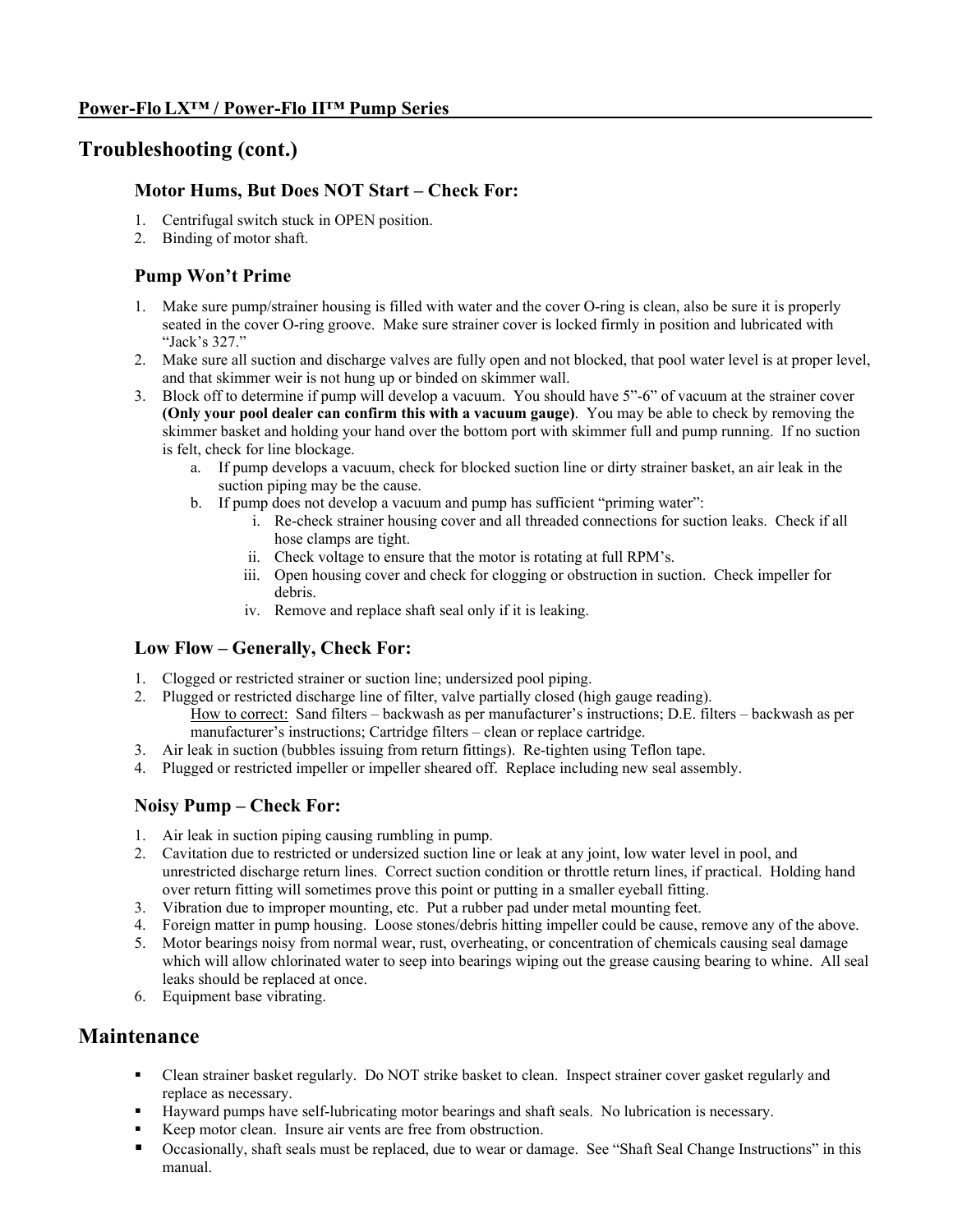## Troubleshooting (cont.)

### Motor Hums, But Does NOT Start – Check For:

1. Centrifugal switch stuck in OPEN position.
2. Binding of motor shaft.

### Pump Won't Prime

1. Make sure pump/strainer housing is filled with water and the cover O-ring is clean, also be sure it is properly seated in the cover O-ring groove. Make sure strainer cover is locked firmly in position and lubricated with "Jack's 327."
2. Make sure all suction and discharge valves are fully open and not blocked, that pool water level is at proper level, and that skimmer weir is not hung up or binded on skimmer wall.
3. Block off to determine if pump will develop a vacuum. You should have 5"-6" of vacuum at the strainer cover **(Only your pool dealer can confirm this with a vacuum gauge)**. You may be able to check by removing the skimmer basket and holding your hand over the bottom port with skimmer full and pump running. If no suction is felt, check for line blockage.
   a. If pump develops a vacuum, check for blocked suction line or dirty strainer basket, an air leak in the suction piping may be the cause.
   b. If pump does not develop a vacuum and pump has sufficient "priming water":
      i. Re-check strainer housing cover and all threaded connections for suction leaks. Check if all hose clamps are tight.
      ii. Check voltage to ensure that the motor is rotating at full RPM's.
      iii. Open housing cover and check for clogging or obstruction in suction. Check impeller for debris.
      iv. Remove and replace shaft seal only if it is leaking.

### Low Flow – Generally, Check For:

1. Clogged or restricted strainer or suction line; undersized pool piping.
2. Plugged or restricted discharge line of filter, valve partially closed (high gauge reading).
   How to correct: Sand filters – backwash as per manufacturer's instructions; D.E. filters – backwash as per manufacturer's instructions; Cartridge filters – clean or replace cartridge.
3. Air leak in suction (bubbles issuing from return fittings). Re-tighten using Teflon tape.
4. Plugged or restricted impeller or impeller sheared off. Replace including new seal assembly.

### Noisy Pump – Check For:

1. Air leak in suction piping causing rumbling in pump.
2. Cavitation due to restricted or undersized suction line or leak at any joint, low water level in pool, and unrestricted discharge return lines. Correct suction condition or throttle return lines, if practical. Holding hand over return fitting will sometimes prove this point or putting in a smaller eyeball fitting.
3. Vibration due to improper mounting, etc. Put a rubber pad under metal mounting feet.
4. Foreign matter in pump housing. Loose stones/debris hitting impeller could be cause, remove any of the above.
5. Motor bearings noisy from normal wear, rust, overheating, or concentration of chemicals causing seal damage which will allow chlorinated water to seep into bearings wiping out the grease causing bearing to whine. All seal leaks should be replaced at once.
6. Equipment base vibrating.

## Maintenance

- Clean strainer basket regularly. Do NOT strike basket to clean. Inspect strainer cover gasket regularly and replace as necessary.
- Hayward pumps have self-lubricating motor bearings and shaft seals. No lubrication is necessary.
- Keep motor clean. Insure air vents are free from obstruction.
- Occasionally, shaft seals must be replaced, due to wear or damage. See "Shaft Seal Change Instructions" in this manual.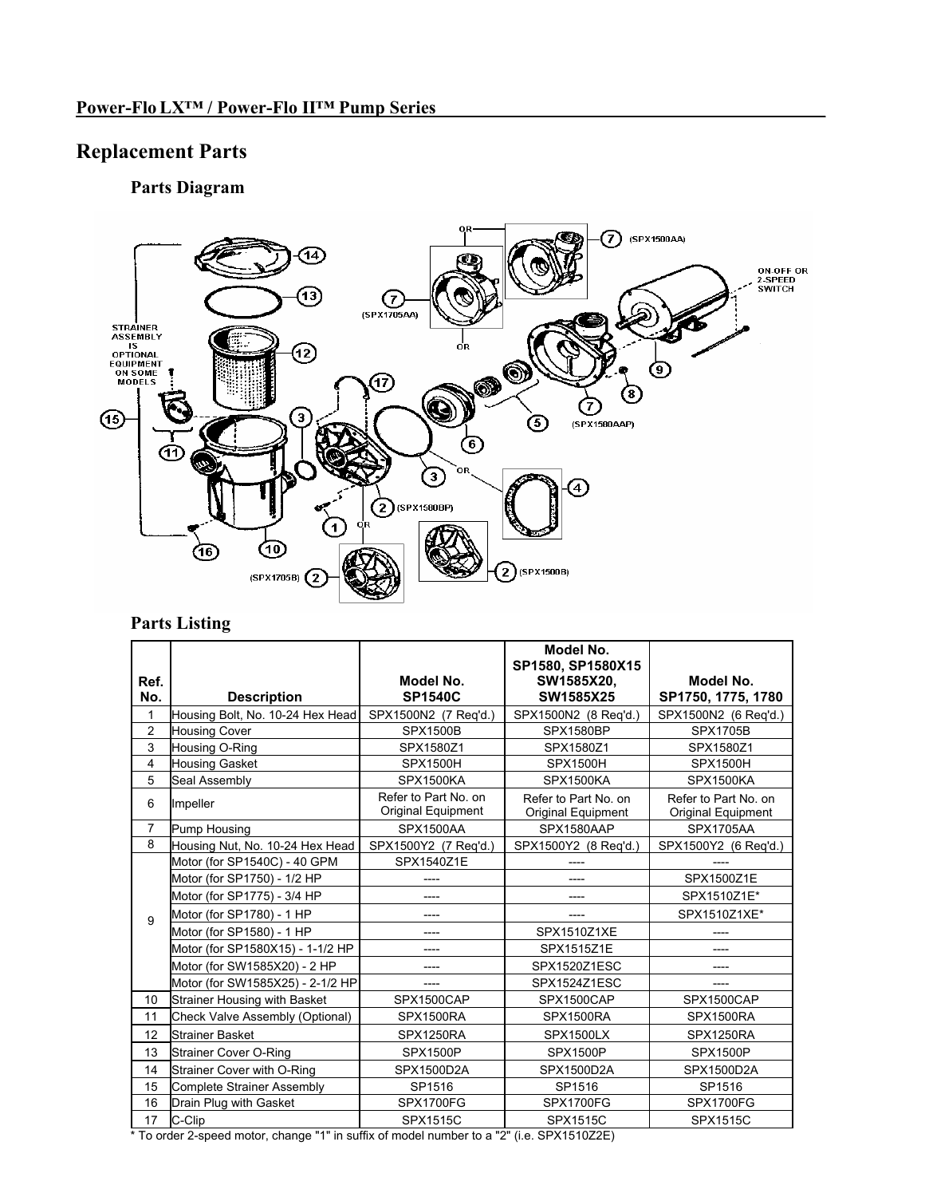Power-Flo LX™ / Power-Flo II™ Pump Series

# Replacement Parts

## Parts Diagram

## Parts Listing

| Ref. No. | Description | Model No. SP1540C | Model No. SP1580, SP1580X15 SW1585X20, SW1585X25 | Model No. SP1750, 1775, 1780 |
|---|---|---|---|---|
| 1 | Housing Bolt, No. 10-24 Hex Head | SPX1500N2 (7 Req'd.) | SPX1500N2 (8 Req'd.) | SPX1500N2 (6 Req'd.) |
| 2 | Housing Cover | SPX1500B | SPX1580BP | SPX1705B |
| 3 | Housing O-Ring | SPX1580Z1 | SPX1580Z1 | SPX1580Z1 |
| 4 | Housing Gasket | SPX1500H | SPX1500H | SPX1500H |
| 5 | Seal Assembly | SPX1500KA | SPX1500KA | SPX1500KA |
| 6 | Impeller | Refer to Part No. on Original Equipment | Refer to Part No. on Original Equipment | Refer to Part No. on Original Equipment |
| 7 | Pump Housing | SPX1500AA | SPX1580AAP | SPX1705AA |
| 8 | Housing Nut, No. 10-24 Hex Head | SPX1500Y2 (7 Req'd.) | SPX1500Y2 (8 Req'd.) | SPX1500Y2 (6 Req'd.) |
| 9 | Motor (for SP1540C) - 40 GPM | SPX1540Z1E | ---- | ---- |
| | Motor (for SP1750) - 1/2 HP | ---- | ---- | SPX1500Z1E |
| | Motor (for SP1775) - 3/4 HP | ---- | ---- | SPX1510Z1E* |
| | Motor (for SP1780) - 1 HP | ---- | ---- | SPX1510Z1XE* |
| | Motor (for SP1580) - 1 HP | ---- | SPX1510Z1XE | ---- |
| | Motor (for SP1580X15) - 1-1/2 HP | ---- | SPX1515Z1E | ---- |
| | Motor (for SW1585X20) - 2 HP | ---- | SPX1520Z1ESC | ---- |
| | Motor (for SW1585X25) - 2-1/2 HP | ---- | SPX1524Z1ESC | ---- |
| 10 | Strainer Housing with Basket | SPX1500CAP | SPX1500CAP | SPX1500CAP |
| 11 | Check Valve Assembly (Optional) | SPX1500RA | SPX1500RA | SPX1500RA |
| 12 | Strainer Basket | SPX1250RA | SPX1500LX | SPX1250RA |
| 13 | Strainer Cover O-Ring | SPX1500P | SPX1500P | SPX1500P |
| 14 | Strainer Cover with O-Ring | SPX1500D2A | SPX1500D2A | SPX1500D2A |
| 15 | Complete Strainer Assembly | SP1516 | SP1516 | SP1516 |
| 16 | Drain Plug with Gasket | SPX1700FG | SPX1700FG | SPX1700FG |
| 17 | C-Clip | SPX1515C | SPX1515C | SPX1515C |

* To order 2-speed motor, change "1" in suffix of model number to a "2" (i.e. SPX1510Z2E)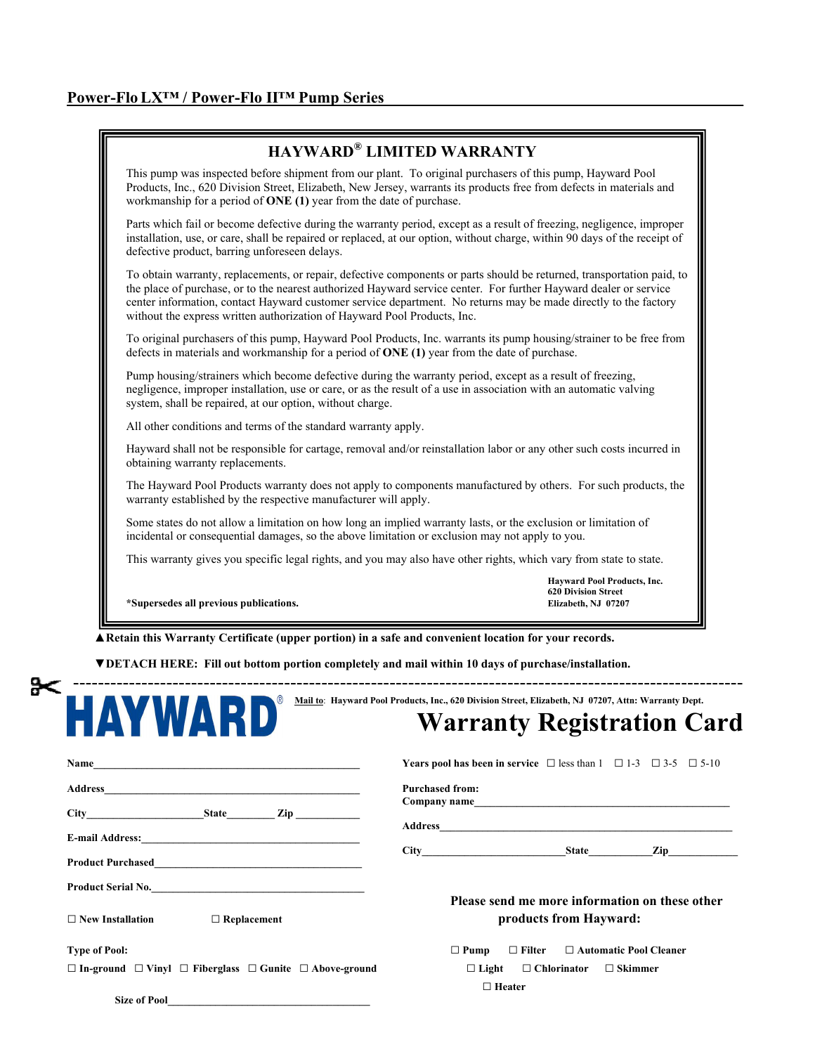## Power-Flo LX™ / Power-Flo II™ Pump Series

# HAYWARD® LIMITED WARRANTY

This pump was inspected before shipment from our plant. To original purchasers of this pump, Hayward Pool Products, Inc., 620 Division Street, Elizabeth, New Jersey, warrants its products free from defects in materials and workmanship for a period of **ONE (1)** year from the date of purchase.

Parts which fail or become defective during the warranty period, except as a result of freezing, negligence, improper installation, use, or care, shall be repaired or replaced, at our option, without charge, within 90 days of the receipt of defective product, barring unforeseen delays.

To obtain warranty, replacements, or repair, defective components or parts should be returned, transportation paid, to the place of purchase, or to the nearest authorized Hayward service center. For further Hayward dealer or service center information, contact Hayward customer service department. No returns may be made directly to the factory without the express written authorization of Hayward Pool Products, Inc.

To original purchasers of this pump, Hayward Pool Products, Inc. warrants its pump housing/strainer to be free from defects in materials and workmanship for a period of **ONE (1)** year from the date of purchase.

Pump housing/strainers which become defective during the warranty period, except as a result of freezing, negligence, improper installation, use or care, or as the result of a use in association with an automatic valving system, shall be repaired, at our option, without charge.

All other conditions and terms of the standard warranty apply.

Hayward shall not be responsible for cartage, removal and/or reinstallation labor or any other such costs incurred in obtaining warranty replacements.

The Hayward Pool Products warranty does not apply to components manufactured by others. For such products, the warranty established by the respective manufacturer will apply.

Some states do not allow a limitation on how long an implied warranty lasts, or the exclusion or limitation of incidental or consequential damages, so the above limitation or exclusion may not apply to you.

This warranty gives you specific legal rights, and you may also have other rights, which vary from state to state.

**\*Supersedes all previous publications.**

**Hayward Pool Products, Inc.**
**620 Division Street**
**Elizabeth, NJ 07207**

**▲Retain this Warranty Certificate (upper portion) in a safe and convenient location for your records.**

**▼DETACH HERE: Fill out bottom portion completely and mail within 10 days of purchase/installation.**

---

**HAYWARD®**

**Mail to: Hayward Pool Products, Inc., 620 Division Street, Elizabeth, NJ 07207, Attn: Warranty Dept.**

# Warranty Registration Card

**Name**\_\_\_\_\_\_\_\_\_\_\_\_\_\_\_\_\_\_\_\_\_\_\_\_\_\_\_\_\_\_\_\_\_\_\_\_\_\_\_\_

**Address**\_\_\_\_\_\_\_\_\_\_\_\_\_\_\_\_\_\_\_\_\_\_\_\_\_\_\_\_\_\_\_\_\_\_\_\_\_\_

**City**\_\_\_\_\_\_\_\_\_\_\_\_\_\_\_\_\_\_ **State**\_\_\_\_\_\_\_ **Zip** \_\_\_\_\_\_\_\_\_

**E-mail Address:**\_\_\_\_\_\_\_\_\_\_\_\_\_\_\_\_\_\_\_\_\_\_\_\_\_\_\_\_\_\_\_\_

**Product Purchased**\_\_\_\_\_\_\_\_\_\_\_\_\_\_\_\_\_\_\_\_\_\_\_\_\_\_\_\_\_\_

**Product Serial No.**\_\_\_\_\_\_\_\_\_\_\_\_\_\_\_\_\_\_\_\_\_\_\_\_\_\_\_\_\_\_

☐ **New Installation** ☐ **Replacement**

**Type of Pool:**

☐ **In-ground** ☐ **Vinyl** ☐ **Fiberglass** ☐ **Gunite** ☐ **Above-ground**

**Size of Pool**\_\_\_\_\_\_\_\_\_\_\_\_\_\_\_\_\_\_\_\_\_\_\_\_\_\_\_\_\_\_

**Years pool has been in service** ☐ less than 1 ☐ 1-3 ☐ 3-5 ☐ 5-10

**Purchased from:**
**Company name**\_\_\_\_\_\_\_\_\_\_\_\_\_\_\_\_\_\_\_\_\_\_\_\_\_\_\_\_\_\_\_\_\_\_\_\_

**Address**\_\_\_\_\_\_\_\_\_\_\_\_\_\_\_\_\_\_\_\_\_\_\_\_\_\_\_\_\_\_\_\_\_\_\_\_\_\_\_\_\_

**City**\_\_\_\_\_\_\_\_\_\_\_\_\_\_\_\_\_\_\_\_ **State**\_\_\_\_\_\_\_\_ **Zip**\_\_\_\_\_\_\_\_\_\_

**Please send me more information on these other products from Hayward:**

☐ **Pump** ☐ **Filter** ☐ **Automatic Pool Cleaner**
☐ **Light** ☐ **Chlorinator** ☐ **Skimmer**
☐ **Heater**